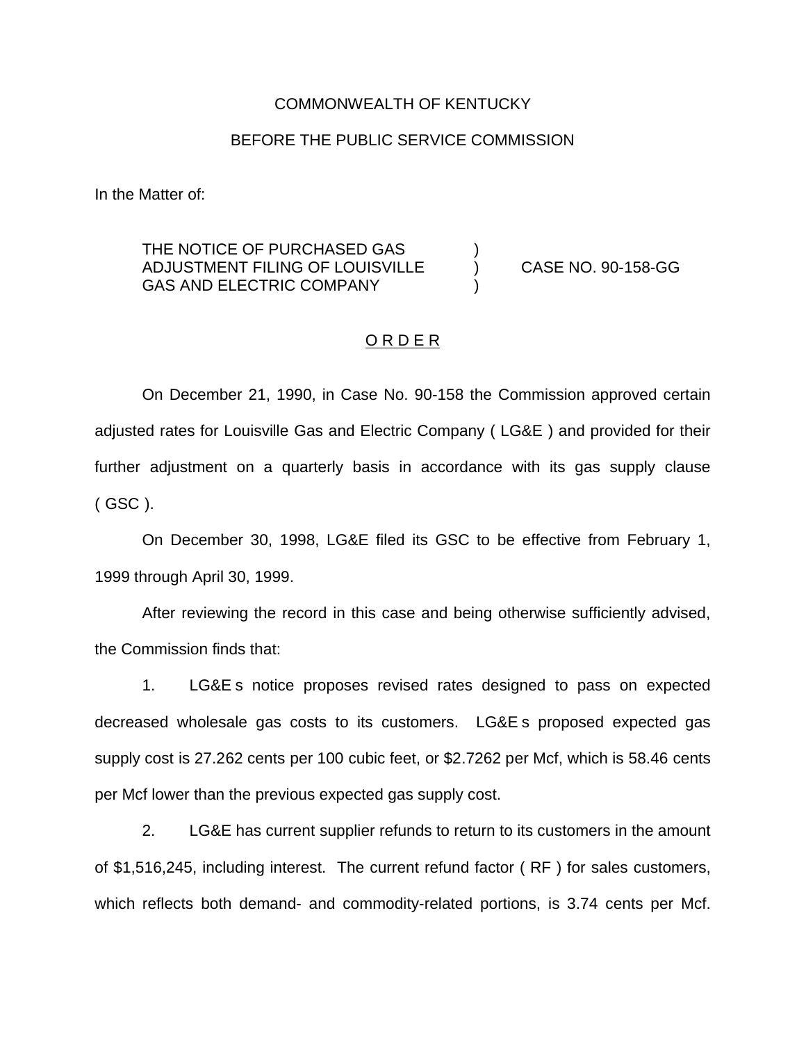COMMONWEALTH OF KENTUCKY

BEFORE THE PUBLIC SERVICE COMMISSION

In the Matter of:

| | | |
|---|---|---|
| THE NOTICE OF PURCHASED GAS ADJUSTMENT FILING OF LOUISVILLE GAS AND ELECTRIC COMPANY | ) ) ) | CASE NO. 90-158-GG |

O R D E R

On December 21, 1990, in Case No. 90-158 the Commission approved certain adjusted rates for Louisville Gas and Electric Company ( LG&E ) and provided for their further adjustment on a quarterly basis in accordance with its gas supply clause ( GSC ).

On December 30, 1998, LG&E filed its GSC to be effective from February 1, 1999 through April 30, 1999.

After reviewing the record in this case and being otherwise sufficiently advised, the Commission finds that:

1. LG&E s notice proposes revised rates designed to pass on expected decreased wholesale gas costs to its customers. LG&E s proposed expected gas supply cost is 27.262 cents per 100 cubic feet, or $2.7262 per Mcf, which is 58.46 cents per Mcf lower than the previous expected gas supply cost.

2. LG&E has current supplier refunds to return to its customers in the amount of $1,516,245, including interest. The current refund factor ( RF ) for sales customers, which reflects both demand- and commodity-related portions, is 3.74 cents per Mcf.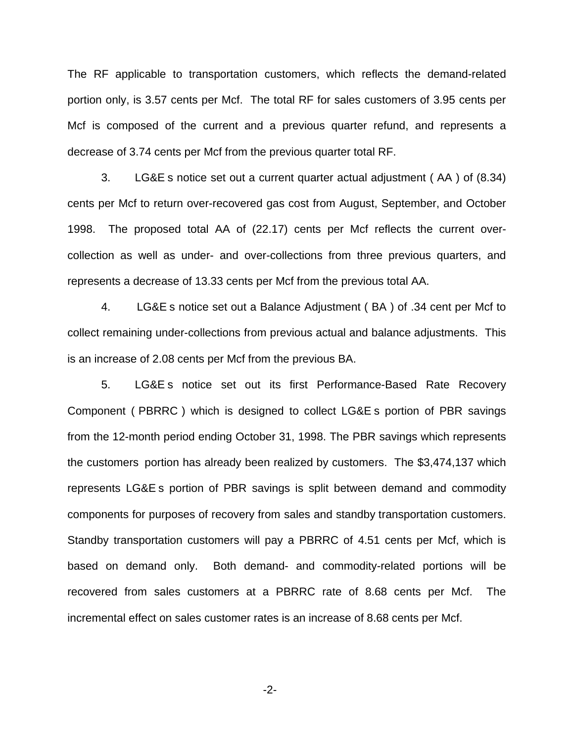The RF applicable to transportation customers, which reflects the demand-related portion only, is 3.57 cents per Mcf. The total RF for sales customers of 3.95 cents per Mcf is composed of the current and a previous quarter refund, and represents a decrease of 3.74 cents per Mcf from the previous quarter total RF.

3. LG&E s notice set out a current quarter actual adjustment ( AA ) of (8.34) cents per Mcf to return over-recovered gas cost from August, September, and October 1998. The proposed total AA of (22.17) cents per Mcf reflects the current over-collection as well as under- and over-collections from three previous quarters, and represents a decrease of 13.33 cents per Mcf from the previous total AA.

4. LG&E s notice set out a Balance Adjustment ( BA ) of .34 cent per Mcf to collect remaining under-collections from previous actual and balance adjustments. This is an increase of 2.08 cents per Mcf from the previous BA.

5. LG&E s notice set out its first Performance-Based Rate Recovery Component ( PBRRC ) which is designed to collect LG&E s portion of PBR savings from the 12-month period ending October 31, 1998. The PBR savings which represents the customers portion has already been realized by customers. The $3,474,137 which represents LG&E s portion of PBR savings is split between demand and commodity components for purposes of recovery from sales and standby transportation customers. Standby transportation customers will pay a PBRRC of 4.51 cents per Mcf, which is based on demand only. Both demand- and commodity-related portions will be recovered from sales customers at a PBRRC rate of 8.68 cents per Mcf. The incremental effect on sales customer rates is an increase of 8.68 cents per Mcf.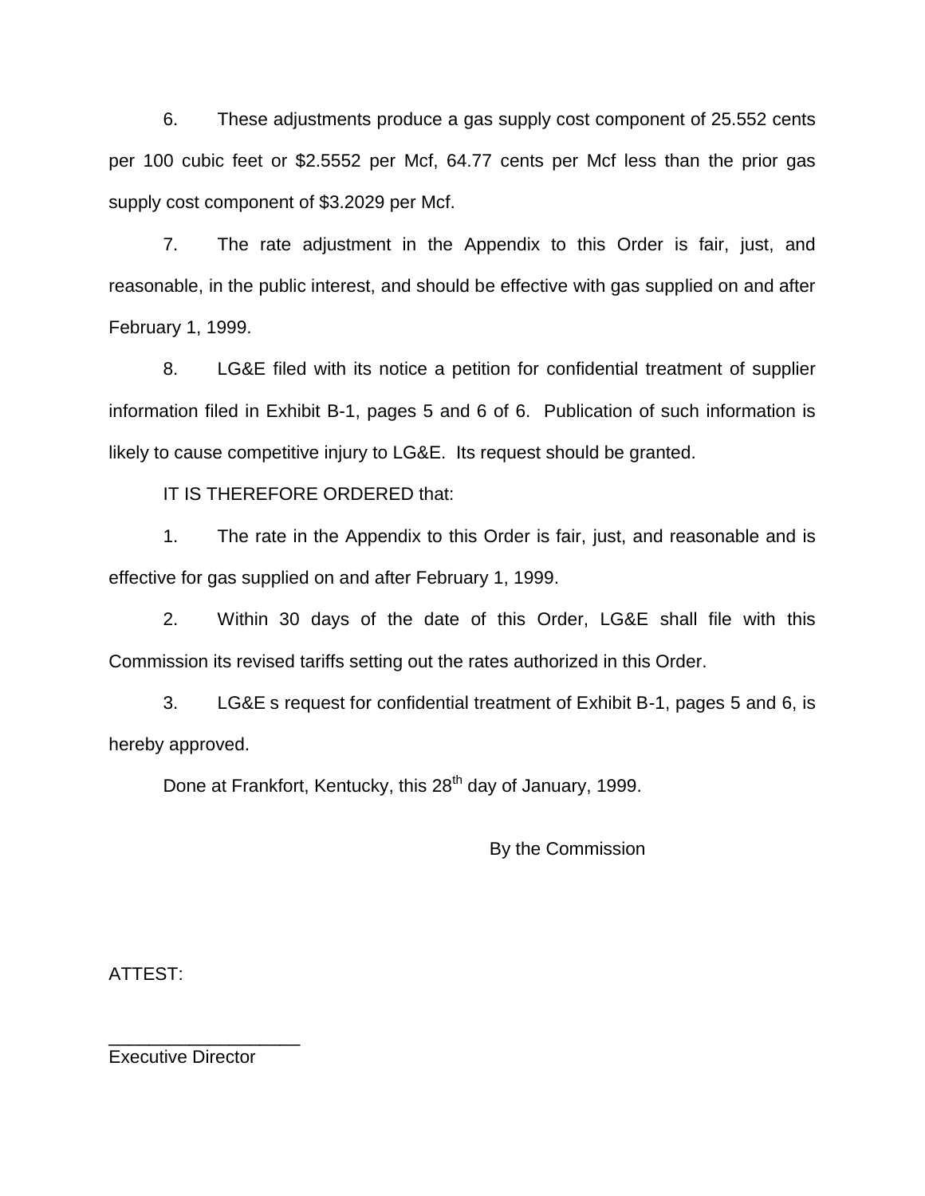6. These adjustments produce a gas supply cost component of 25.552 cents per 100 cubic feet or $2.5552 per Mcf, 64.77 cents per Mcf less than the prior gas supply cost component of $3.2029 per Mcf.

7. The rate adjustment in the Appendix to this Order is fair, just, and reasonable, in the public interest, and should be effective with gas supplied on and after February 1, 1999.

8. LG&E filed with its notice a petition for confidential treatment of supplier information filed in Exhibit B-1, pages 5 and 6 of 6. Publication of such information is likely to cause competitive injury to LG&E. Its request should be granted.

IT IS THEREFORE ORDERED that:

1. The rate in the Appendix to this Order is fair, just, and reasonable and is effective for gas supplied on and after February 1, 1999.

2. Within 30 days of the date of this Order, LG&E shall file with this Commission its revised tariffs setting out the rates authorized in this Order.

3. LG&E s request for confidential treatment of Exhibit B-1, pages 5 and 6, is hereby approved.

Done at Frankfort, Kentucky, this 28th day of January, 1999.

By the Commission

ATTEST:

___________________

Executive Director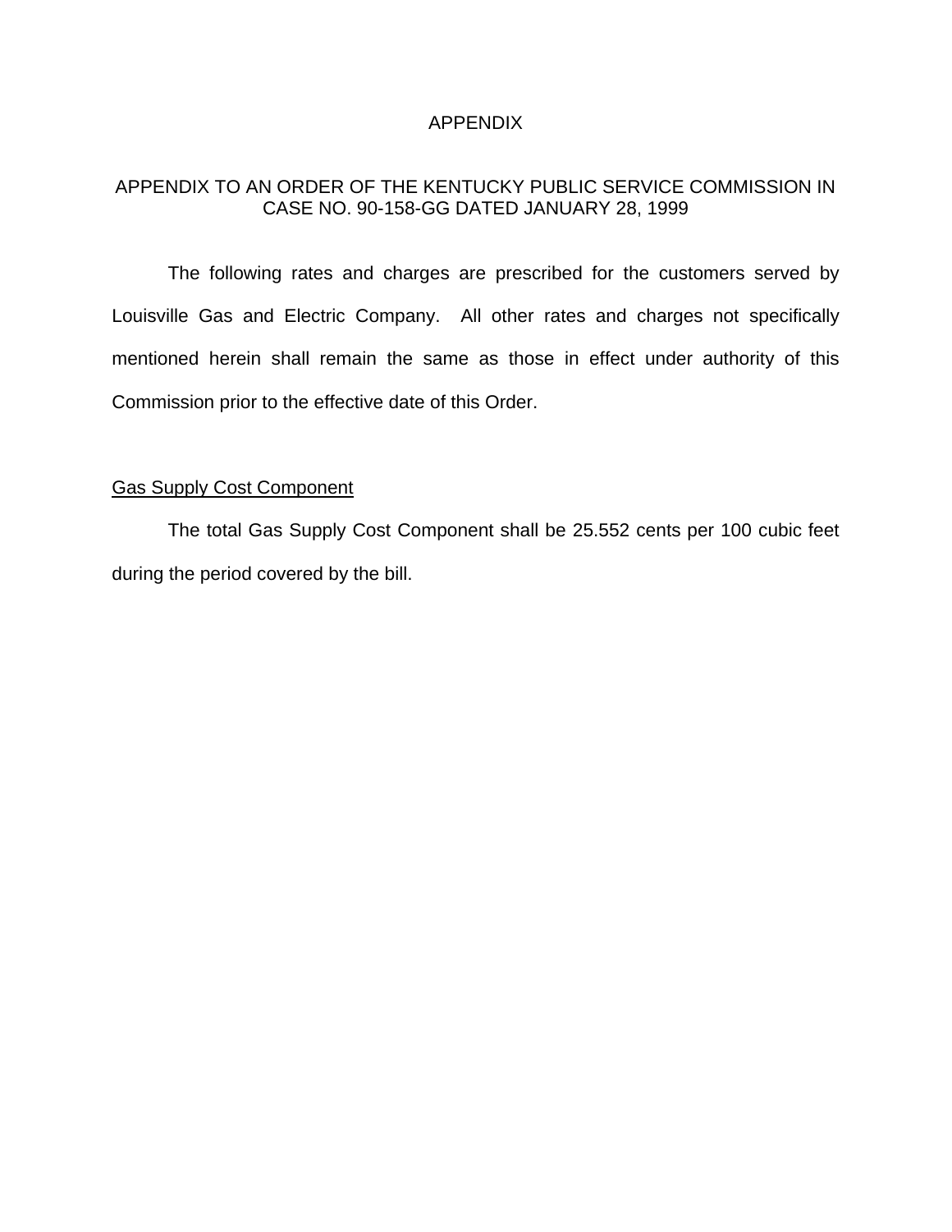# APPENDIX

APPENDIX TO AN ORDER OF THE KENTUCKY PUBLIC SERVICE COMMISSION IN CASE NO. 90-158-GG DATED JANUARY 28, 1999

The following rates and charges are prescribed for the customers served by Louisville Gas and Electric Company. All other rates and charges not specifically mentioned herein shall remain the same as those in effect under authority of this Commission prior to the effective date of this Order.

<u>Gas Supply Cost Component</u>

The total Gas Supply Cost Component shall be 25.552 cents per 100 cubic feet during the period covered by the bill.